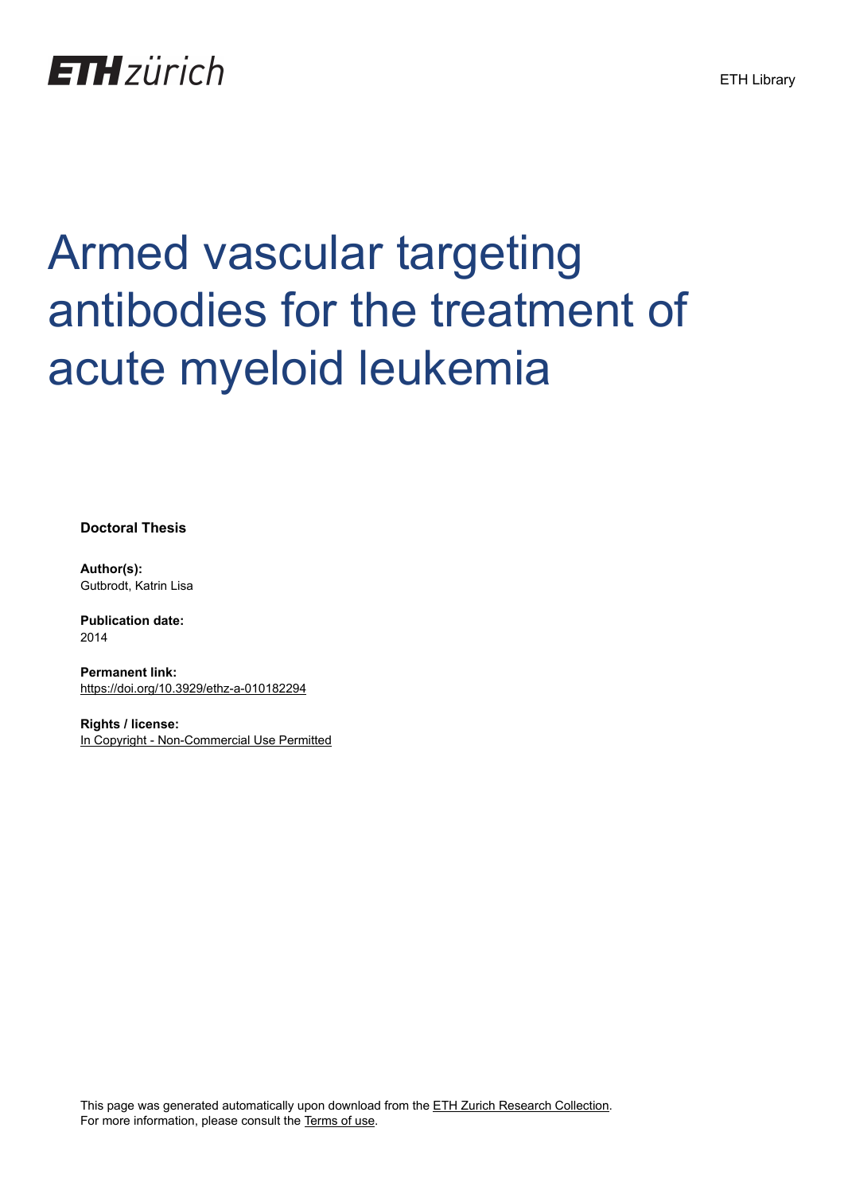ETH zürich

ETH Library

# Armed vascular targeting antibodies for the treatment of acute myeloid leukemia

**Doctoral Thesis**

**Author(s):**
Gutbrodt, Katrin Lisa

**Publication date:**
2014

**Permanent link:**
https://doi.org/10.3929/ethz-a-010182294

**Rights / license:**
In Copyright - Non-Commercial Use Permitted

This page was generated automatically upon download from the ETH Zurich Research Collection.
For more information, please consult the Terms of use.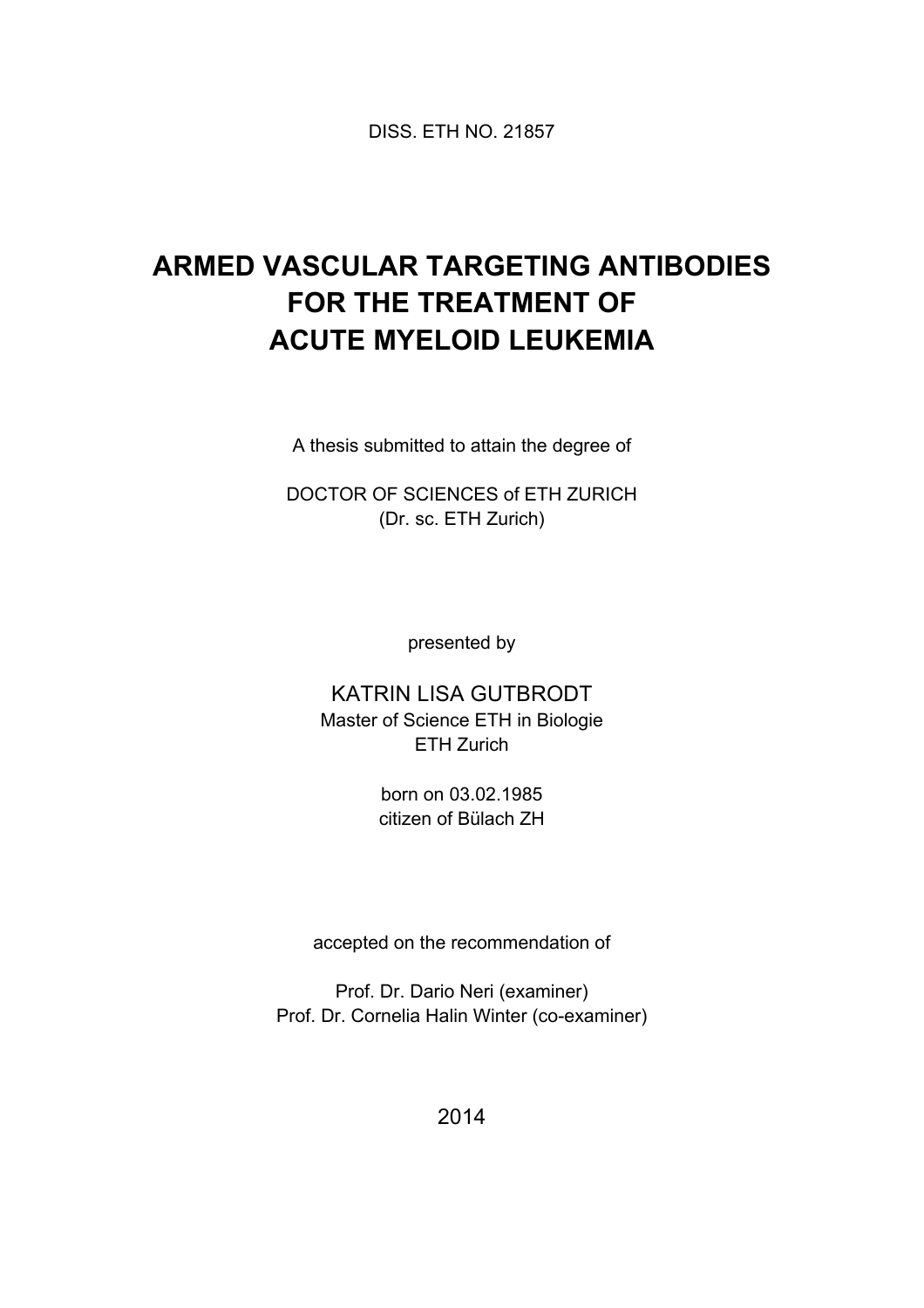DISS. ETH NO. 21857

# ARMED VASCULAR TARGETING ANTIBODIES FOR THE TREATMENT OF ACUTE MYELOID LEUKEMIA

A thesis submitted to attain the degree of

DOCTOR OF SCIENCES of ETH ZURICH
(Dr. sc. ETH Zurich)

presented by

KATRIN LISA GUTBRODT
Master of Science ETH in Biologie
ETH Zurich

born on 03.02.1985
citizen of Bülach ZH

accepted on the recommendation of

Prof. Dr. Dario Neri (examiner)
Prof. Dr. Cornelia Halin Winter (co-examiner)

2014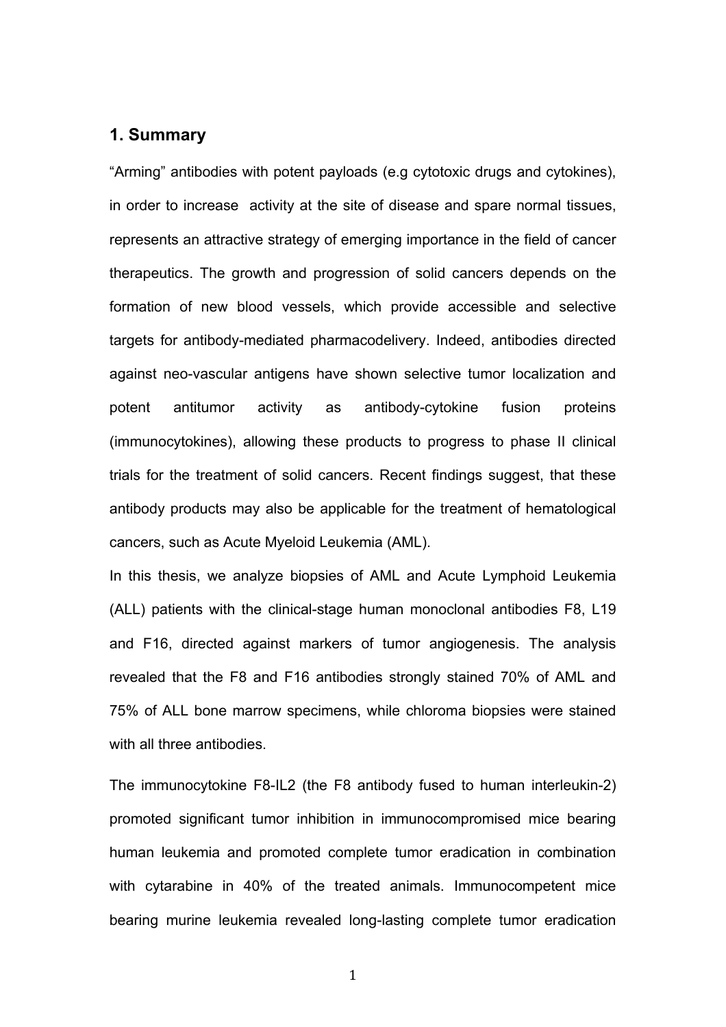## 1. Summary

“Arming” antibodies with potent payloads (e.g cytotoxic drugs and cytokines), in order to increase activity at the site of disease and spare normal tissues, represents an attractive strategy of emerging importance in the field of cancer therapeutics. The growth and progression of solid cancers depends on the formation of new blood vessels, which provide accessible and selective targets for antibody-mediated pharmacodelivery. Indeed, antibodies directed against neo-vascular antigens have shown selective tumor localization and potent antitumor activity as antibody-cytokine fusion proteins (immunocytokines), allowing these products to progress to phase II clinical trials for the treatment of solid cancers. Recent findings suggest, that these antibody products may also be applicable for the treatment of hematological cancers, such as Acute Myeloid Leukemia (AML).

In this thesis, we analyze biopsies of AML and Acute Lymphoid Leukemia (ALL) patients with the clinical-stage human monoclonal antibodies F8, L19 and F16, directed against markers of tumor angiogenesis. The analysis revealed that the F8 and F16 antibodies strongly stained 70% of AML and 75% of ALL bone marrow specimens, while chloroma biopsies were stained with all three antibodies.

The immunocytokine F8-IL2 (the F8 antibody fused to human interleukin-2) promoted significant tumor inhibition in immunocompromised mice bearing human leukemia and promoted complete tumor eradication in combination with cytarabine in 40% of the treated animals. Immunocompetent mice bearing murine leukemia revealed long-lasting complete tumor eradication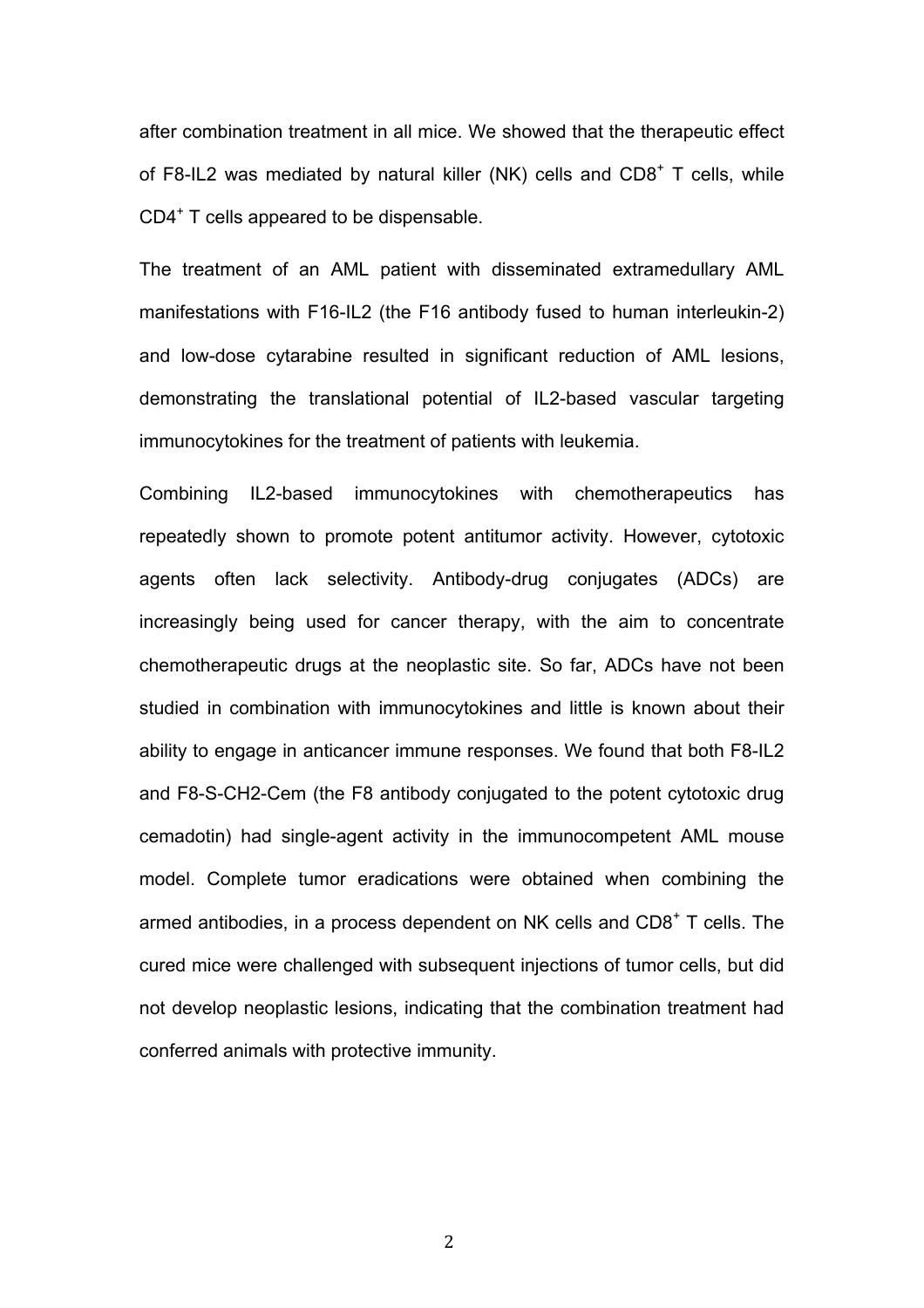after combination treatment in all mice. We showed that the therapeutic effect of F8-IL2 was mediated by natural killer (NK) cells and $CD8^+$ T cells, while $CD4^+$ T cells appeared to be dispensable.

The treatment of an AML patient with disseminated extramedullary AML manifestations with F16-IL2 (the F16 antibody fused to human interleukin-2) and low-dose cytarabine resulted in significant reduction of AML lesions, demonstrating the translational potential of IL2-based vascular targeting immunocytokines for the treatment of patients with leukemia.

Combining IL2-based immunocytokines with chemotherapeutics has repeatedly shown to promote potent antitumor activity. However, cytotoxic agents often lack selectivity. Antibody-drug conjugates (ADCs) are increasingly being used for cancer therapy, with the aim to concentrate chemotherapeutic drugs at the neoplastic site. So far, ADCs have not been studied in combination with immunocytokines and little is known about their ability to engage in anticancer immune responses. We found that both F8-IL2 and F8-S-CH2-Cem (the F8 antibody conjugated to the potent cytotoxic drug cemadotin) had single-agent activity in the immunocompetent AML mouse model. Complete tumor eradications were obtained when combining the armed antibodies, in a process dependent on NK cells and $CD8^+$ T cells. The cured mice were challenged with subsequent injections of tumor cells, but did not develop neoplastic lesions, indicating that the combination treatment had conferred animals with protective immunity.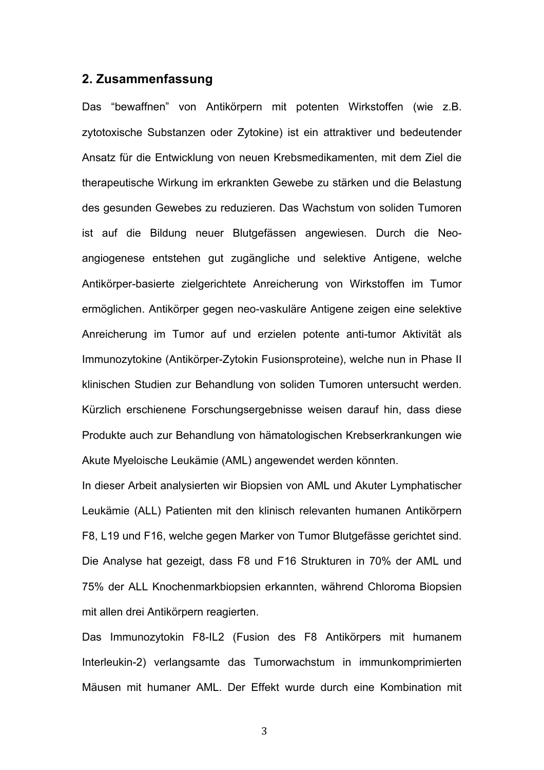## 2. Zusammenfassung

Das “bewaffnen” von Antikörpern mit potenten Wirkstoffen (wie z.B. zytotoxische Substanzen oder Zytokine) ist ein attraktiver und bedeutender Ansatz für die Entwicklung von neuen Krebsmedikamenten, mit dem Ziel die therapeutische Wirkung im erkrankten Gewebe zu stärken und die Belastung des gesunden Gewebes zu reduzieren. Das Wachstum von soliden Tumoren ist auf die Bildung neuer Blutgefässen angewiesen. Durch die Neo-angiogenese entstehen gut zugängliche und selektive Antigene, welche Antikörper-basierte zielgerichtete Anreicherung von Wirkstoffen im Tumor ermöglichen. Antikörper gegen neo-vaskuläre Antigene zeigen eine selektive Anreicherung im Tumor auf und erzielen potente anti-tumor Aktivität als Immunozytokine (Antikörper-Zytokin Fusionsproteine), welche nun in Phase II klinischen Studien zur Behandlung von soliden Tumoren untersucht werden. Kürzlich erschienene Forschungsergebnisse weisen darauf hin, dass diese Produkte auch zur Behandlung von hämatologischen Krebserkrankungen wie Akute Myeloische Leukämie (AML) angewendet werden könnten.

In dieser Arbeit analysierten wir Biopsien von AML und Akuter Lymphatischer Leukämie (ALL) Patienten mit den klinisch relevanten humanen Antikörpern F8, L19 und F16, welche gegen Marker von Tumor Blutgefässe gerichtet sind. Die Analyse hat gezeigt, dass F8 und F16 Strukturen in 70% der AML und 75% der ALL Knochenmarkbiopsien erkannten, während Chloroma Biopsien mit allen drei Antikörpern reagierten.

Das Immunozytokin F8-IL2 (Fusion des F8 Antikörpers mit humanem Interleukin-2) verlangsamte das Tumorwachstum in immunkomprimierten Mäusen mit humaner AML. Der Effekt wurde durch eine Kombination mit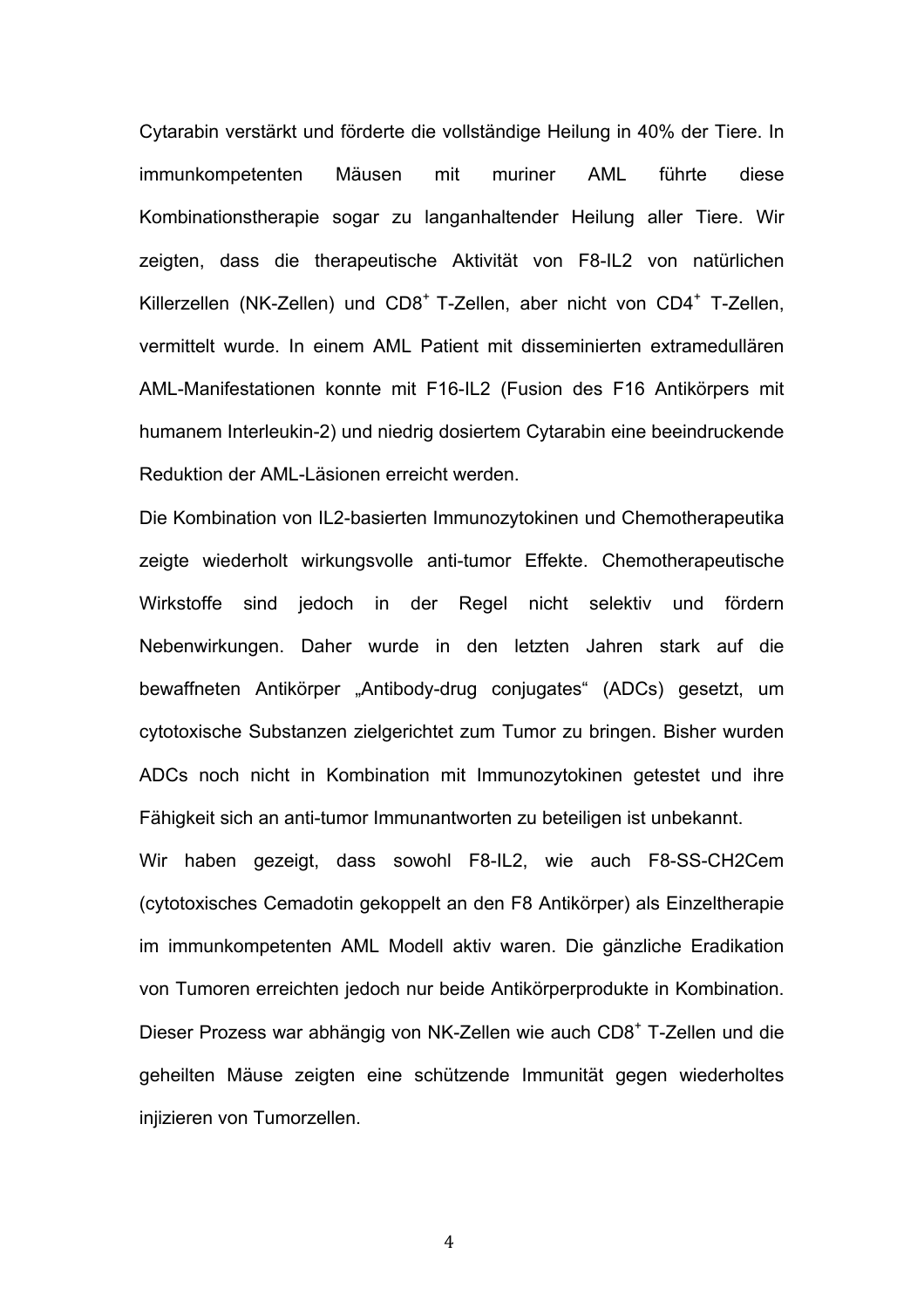Cytarabin verstärkt und förderte die vollständige Heilung in 40% der Tiere. In immunkompetenten Mäusen mit muriner AML führte diese Kombinationstherapie sogar zu langanhaltender Heilung aller Tiere. Wir zeigten, dass die therapeutische Aktivität von F8-IL2 von natürlichen Killerzellen (NK-Zellen) und $CD8^+$ T-Zellen, aber nicht von $CD4^+$ T-Zellen, vermittelt wurde. In einem AML Patient mit disseminierten extramedullären AML-Manifestationen konnte mit F16-IL2 (Fusion des F16 Antikörpers mit humanem Interleukin-2) und niedrig dosiertem Cytarabin eine beeindruckende Reduktion der AML-Läsionen erreicht werden.

Die Kombination von IL2-basierten Immunozytokinen und Chemotherapeutika zeigte wiederholt wirkungsvolle anti-tumor Effekte. Chemotherapeutische Wirkstoffe sind jedoch in der Regel nicht selektiv und fördern Nebenwirkungen. Daher wurde in den letzten Jahren stark auf die bewaffneten Antikörper „Antibody-drug conjugates" (ADCs) gesetzt, um cytotoxische Substanzen zielgerichtet zum Tumor zu bringen. Bisher wurden ADCs noch nicht in Kombination mit Immunozytokinen getestet und ihre Fähigkeit sich an anti-tumor Immunantworten zu beteiligen ist unbekannt.

Wir haben gezeigt, dass sowohl F8-IL2, wie auch F8-SS-CH2Cem (cytotoxisches Cemadotin gekoppelt an den F8 Antikörper) als Einzeltherapie im immunkompetenten AML Modell aktiv waren. Die gänzliche Eradikation von Tumoren erreichten jedoch nur beide Antikörperprodukte in Kombination. Dieser Prozess war abhängig von NK-Zellen wie auch $CD8^+$ T-Zellen und die geheilten Mäuse zeigten eine schützende Immunität gegen wiederholtes injizieren von Tumorzellen.